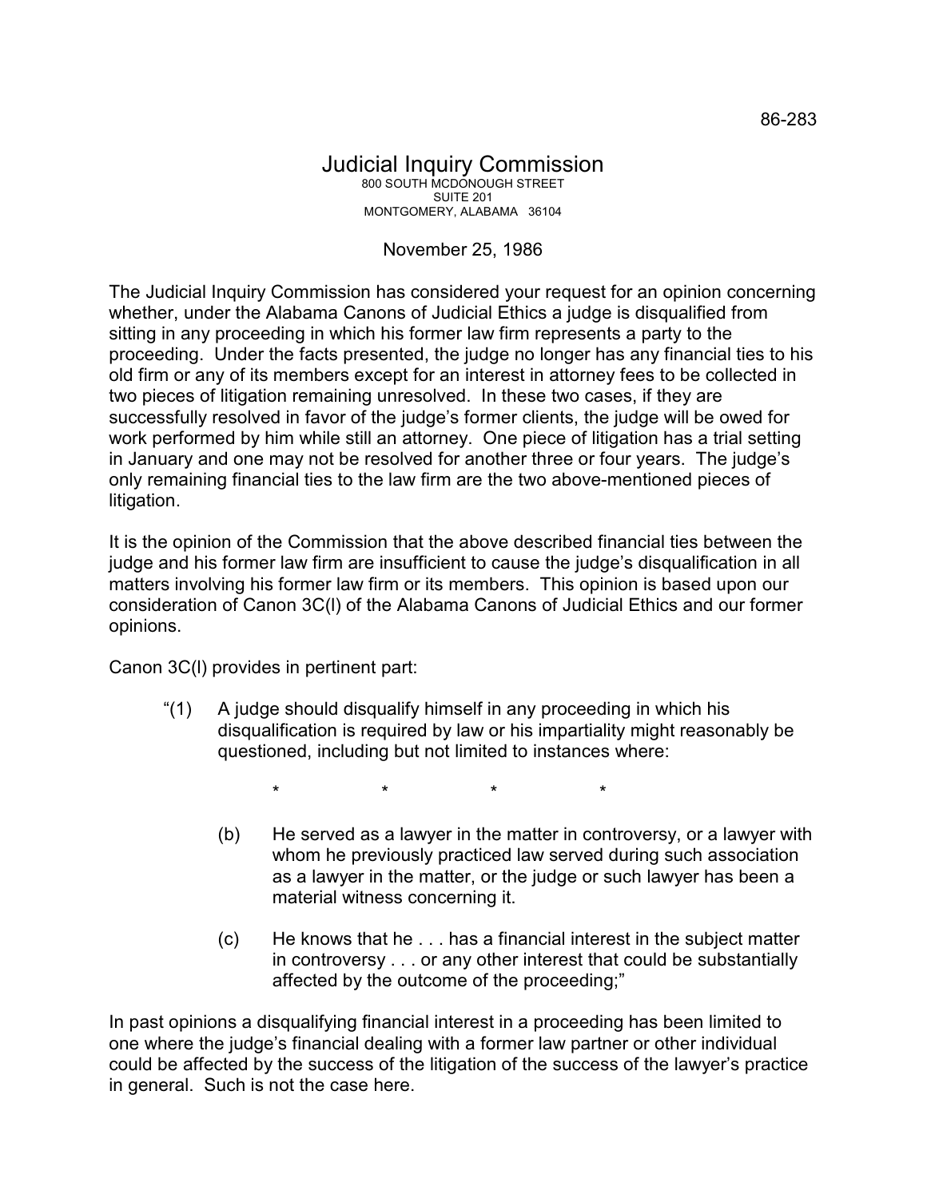86-283

# Judicial Inquiry Commission

800 SOUTH MCDONOUGH STREET
SUITE 201
MONTGOMERY, ALABAMA 36104

November 25, 1986

The Judicial Inquiry Commission has considered your request for an opinion concerning whether, under the Alabama Canons of Judicial Ethics a judge is disqualified from sitting in any proceeding in which his former law firm represents a party to the proceeding. Under the facts presented, the judge no longer has any financial ties to his old firm or any of its members except for an interest in attorney fees to be collected in two pieces of litigation remaining unresolved. In these two cases, if they are successfully resolved in favor of the judge's former clients, the judge will be owed for work performed by him while still an attorney. One piece of litigation has a trial setting in January and one may not be resolved for another three or four years. The judge's only remaining financial ties to the law firm are the two above-mentioned pieces of litigation.

It is the opinion of the Commission that the above described financial ties between the judge and his former law firm are insufficient to cause the judge's disqualification in all matters involving his former law firm or its members. This opinion is based upon our consideration of Canon 3C(l) of the Alabama Canons of Judicial Ethics and our former opinions.

Canon 3C(l) provides in pertinent part:

> "(1) A judge should disqualify himself in any proceeding in which his disqualification is required by law or his impartiality might reasonably be questioned, including but not limited to instances where:
>
> \* \* \* \*
>
> (b) He served as a lawyer in the matter in controversy, or a lawyer with whom he previously practiced law served during such association as a lawyer in the matter, or the judge or such lawyer has been a material witness concerning it.
>
> (c) He knows that he . . . has a financial interest in the subject matter in controversy . . . or any other interest that could be substantially affected by the outcome of the proceeding;"

In past opinions a disqualifying financial interest in a proceeding has been limited to one where the judge's financial dealing with a former law partner or other individual could be affected by the success of the litigation of the success of the lawyer's practice in general. Such is not the case here.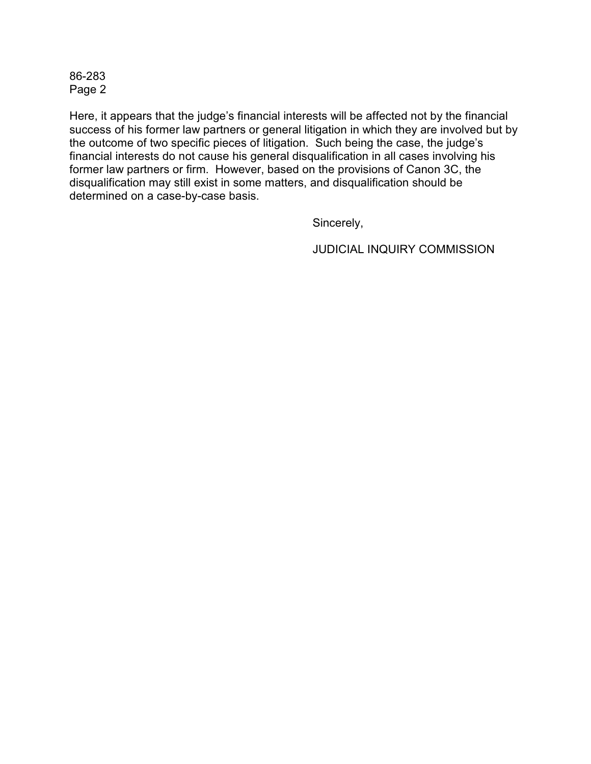Here, it appears that the judge's financial interests will be affected not by the financial success of his former law partners or general litigation in which they are involved but by the outcome of two specific pieces of litigation. Such being the case, the judge's financial interests do not cause his general disqualification in all cases involving his former law partners or firm. However, based on the provisions of Canon 3C, the disqualification may still exist in some matters, and disqualification should be determined on a case-by-case basis.

Sincerely,

JUDICIAL INQUIRY COMMISSION